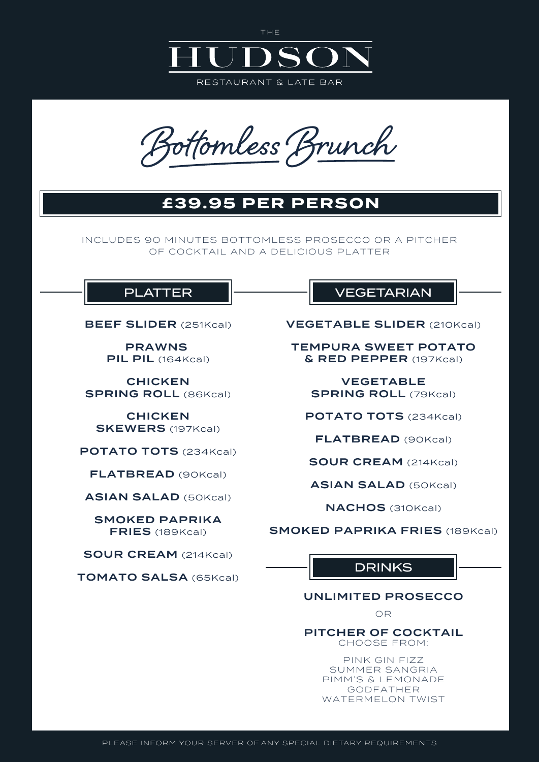THE

# HUDSON

RESTAURANT & LATE BAR

## Bottomless Brunch

### £39.95 PER PERSON

INCLUDES 90 MINUTES BOTTOMLESS PROSECCO OR A PITCHER OF COCKTAIL AND A DELICIOUS PLATTER

### PLATTER

**BEEF SLIDER** (251Kcal)

**PRAWNS PIL PIL** (164Kcal)

**CHICKEN SPRING ROLL** (86Kcal)

**CHICKEN SKEWERS** (197Kcal)

**POTATO TOTS** (234Kcal)

**FLATBREAD** (90Kcal)

**ASIAN SALAD** (50Kcal)

**SMOKED PAPRIKA FRIES** (189Kcal)

**SOUR CREAM** (214Kcal)

**TOMATO SALSA** (65Kcal)

### VEGETARIAN

**VEGETABLE SLIDER** (210Kcal)

**TEMPURA SWEET POTATO & RED PEPPER** (197Kcal)

**VEGETABLE SPRING ROLL** (79Kcal)

**POTATO TOTS** (234Kcal)

**FLATBREAD** (90Kcal)

**SOUR CREAM** (214Kcal)

**ASIAN SALAD** (50Kcal)

**NACHOS** (310Kcal)

**SMOKED PAPRIKA FRIES** (189Kcal)

### DRINKS

**UNLIMITED PROSECCO**

OR

**PITCHER OF COCKTAIL**
CHOOSE FROM:

PINK GIN FIZZ
SUMMER SANGRIA
PIMM'S & LEMONADE
GODFATHER
WATERMELON TWIST

PLEASE INFORM YOUR SERVER OF ANY SPECIAL DIETARY REQUIREMENTS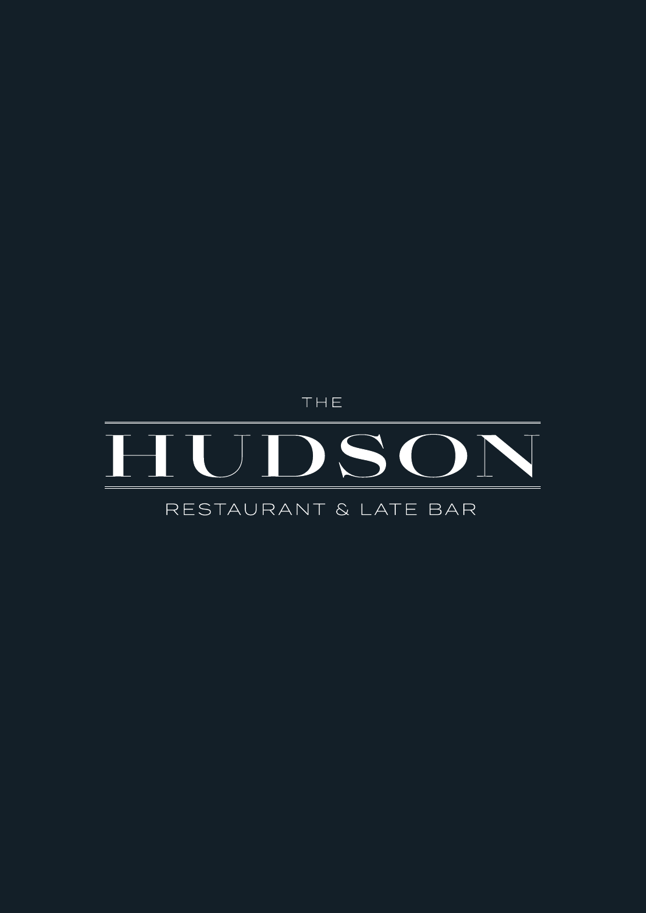THE

# HUDSON

RESTAURANT & LATE BAR